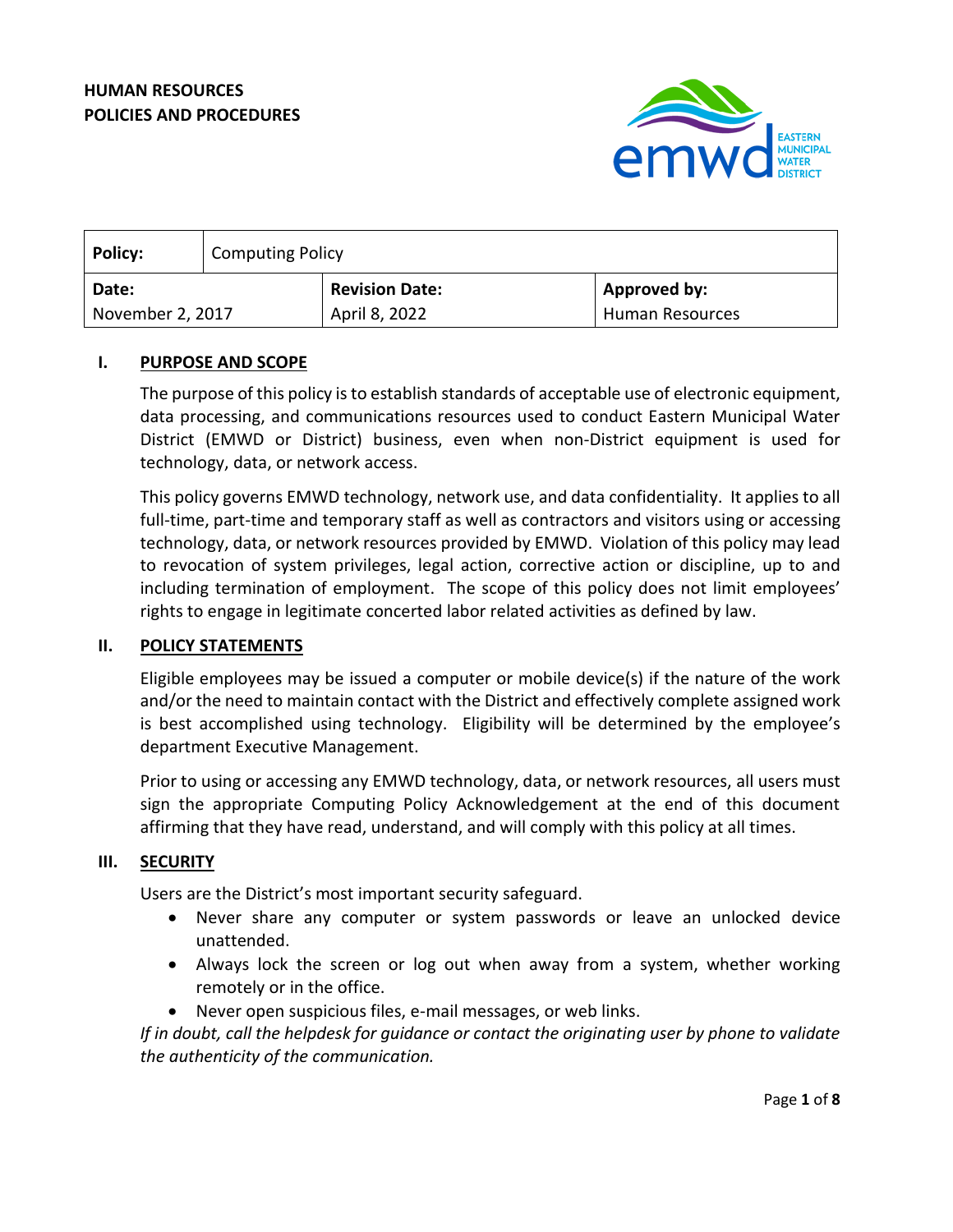**HUMAN RESOURCES**
**POLICIES AND PROCEDURES**

| **Policy:** | Computing Policy | |
|---|---|---|
| **Date:** November 2, 2017 | **Revision Date:** April 8, 2022 | **Approved by:** Human Resources |

## I. PURPOSE AND SCOPE

The purpose of this policy is to establish standards of acceptable use of electronic equipment, data processing, and communications resources used to conduct Eastern Municipal Water District (EMWD or District) business, even when non-District equipment is used for technology, data, or network access.

This policy governs EMWD technology, network use, and data confidentiality. It applies to all full-time, part-time and temporary staff as well as contractors and visitors using or accessing technology, data, or network resources provided by EMWD. Violation of this policy may lead to revocation of system privileges, legal action, corrective action or discipline, up to and including termination of employment. The scope of this policy does not limit employees' rights to engage in legitimate concerted labor related activities as defined by law.

## II. POLICY STATEMENTS

Eligible employees may be issued a computer or mobile device(s) if the nature of the work and/or the need to maintain contact with the District and effectively complete assigned work is best accomplished using technology. Eligibility will be determined by the employee's department Executive Management.

Prior to using or accessing any EMWD technology, data, or network resources, all users must sign the appropriate Computing Policy Acknowledgement at the end of this document affirming that they have read, understand, and will comply with this policy at all times.

## III. SECURITY

Users are the District's most important security safeguard.

- Never share any computer or system passwords or leave an unlocked device unattended.
- Always lock the screen or log out when away from a system, whether working remotely or in the office.
- Never open suspicious files, e-mail messages, or web links.

*If in doubt, call the helpdesk for guidance or contact the originating user by phone to validate the authenticity of the communication.*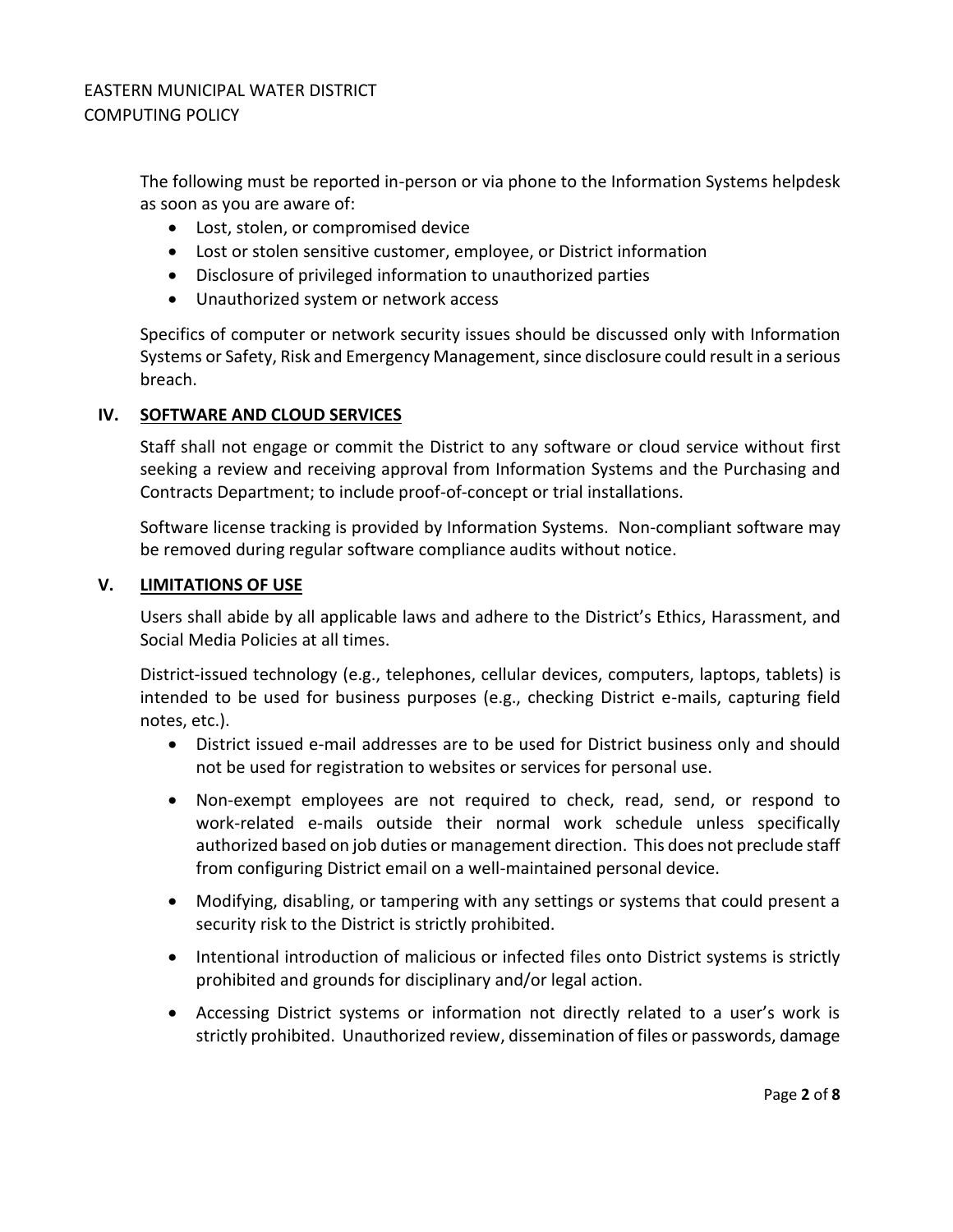The following must be reported in-person or via phone to the Information Systems helpdesk as soon as you are aware of:

- Lost, stolen, or compromised device
- Lost or stolen sensitive customer, employee, or District information
- Disclosure of privileged information to unauthorized parties
- Unauthorized system or network access

Specifics of computer or network security issues should be discussed only with Information Systems or Safety, Risk and Emergency Management, since disclosure could result in a serious breach.

## IV. SOFTWARE AND CLOUD SERVICES

Staff shall not engage or commit the District to any software or cloud service without first seeking a review and receiving approval from Information Systems and the Purchasing and Contracts Department; to include proof-of-concept or trial installations.

Software license tracking is provided by Information Systems. Non-compliant software may be removed during regular software compliance audits without notice.

## V. LIMITATIONS OF USE

Users shall abide by all applicable laws and adhere to the District's Ethics, Harassment, and Social Media Policies at all times.

District-issued technology (e.g., telephones, cellular devices, computers, laptops, tablets) is intended to be used for business purposes (e.g., checking District e-mails, capturing field notes, etc.).

- District issued e-mail addresses are to be used for District business only and should not be used for registration to websites or services for personal use.
- Non-exempt employees are not required to check, read, send, or respond to work-related e-mails outside their normal work schedule unless specifically authorized based on job duties or management direction. This does not preclude staff from configuring District email on a well-maintained personal device.
- Modifying, disabling, or tampering with any settings or systems that could present a security risk to the District is strictly prohibited.
- Intentional introduction of malicious or infected files onto District systems is strictly prohibited and grounds for disciplinary and/or legal action.
- Accessing District systems or information not directly related to a user's work is strictly prohibited. Unauthorized review, dissemination of files or passwords, damage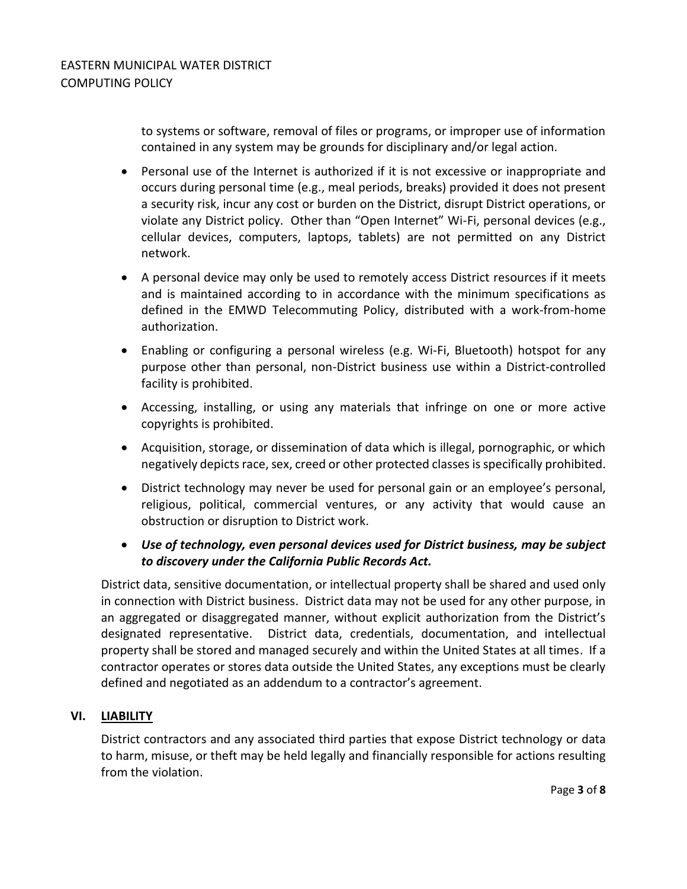to systems or software, removal of files or programs, or improper use of information contained in any system may be grounds for disciplinary and/or legal action.

- Personal use of the Internet is authorized if it is not excessive or inappropriate and occurs during personal time (e.g., meal periods, breaks) provided it does not present a security risk, incur any cost or burden on the District, disrupt District operations, or violate any District policy. Other than "Open Internet" Wi-Fi, personal devices (e.g., cellular devices, computers, laptops, tablets) are not permitted on any District network.
- A personal device may only be used to remotely access District resources if it meets and is maintained according to in accordance with the minimum specifications as defined in the EMWD Telecommuting Policy, distributed with a work-from-home authorization.
- Enabling or configuring a personal wireless (e.g. Wi-Fi, Bluetooth) hotspot for any purpose other than personal, non-District business use within a District-controlled facility is prohibited.
- Accessing, installing, or using any materials that infringe on one or more active copyrights is prohibited.
- Acquisition, storage, or dissemination of data which is illegal, pornographic, or which negatively depicts race, sex, creed or other protected classes is specifically prohibited.
- District technology may never be used for personal gain or an employee's personal, religious, political, commercial ventures, or any activity that would cause an obstruction or disruption to District work.
- ***Use of technology, even personal devices used for District business, may be subject to discovery under the California Public Records Act.***

District data, sensitive documentation, or intellectual property shall be shared and used only in connection with District business. District data may not be used for any other purpose, in an aggregated or disaggregated manner, without explicit authorization from the District's designated representative. District data, credentials, documentation, and intellectual property shall be stored and managed securely and within the United States at all times. If a contractor operates or stores data outside the United States, any exceptions must be clearly defined and negotiated as an addendum to a contractor's agreement.

## VI. LIABILITY

District contractors and any associated third parties that expose District technology or data to harm, misuse, or theft may be held legally and financially responsible for actions resulting from the violation.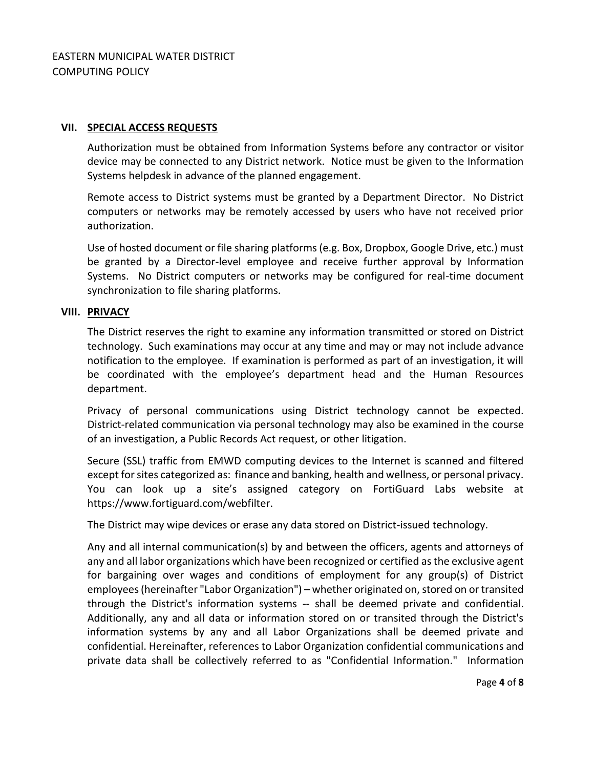## VII. <u>SPECIAL ACCESS REQUESTS</u>

Authorization must be obtained from Information Systems before any contractor or visitor device may be connected to any District network. Notice must be given to the Information Systems helpdesk in advance of the planned engagement.

Remote access to District systems must be granted by a Department Director. No District computers or networks may be remotely accessed by users who have not received prior authorization.

Use of hosted document or file sharing platforms (e.g. Box, Dropbox, Google Drive, etc.) must be granted by a Director-level employee and receive further approval by Information Systems. No District computers or networks may be configured for real-time document synchronization to file sharing platforms.

## VIII. <u>PRIVACY</u>

The District reserves the right to examine any information transmitted or stored on District technology. Such examinations may occur at any time and may or may not include advance notification to the employee. If examination is performed as part of an investigation, it will be coordinated with the employee's department head and the Human Resources department.

Privacy of personal communications using District technology cannot be expected. District-related communication via personal technology may also be examined in the course of an investigation, a Public Records Act request, or other litigation.

Secure (SSL) traffic from EMWD computing devices to the Internet is scanned and filtered except for sites categorized as: finance and banking, health and wellness, or personal privacy. You can look up a site's assigned category on FortiGuard Labs website at https://www.fortiguard.com/webfilter.

The District may wipe devices or erase any data stored on District-issued technology.

Any and all internal communication(s) by and between the officers, agents and attorneys of any and all labor organizations which have been recognized or certified as the exclusive agent for bargaining over wages and conditions of employment for any group(s) of District employees (hereinafter "Labor Organization") – whether originated on, stored on or transited through the District's information systems -- shall be deemed private and confidential. Additionally, any and all data or information stored on or transited through the District's information systems by any and all Labor Organizations shall be deemed private and confidential. Hereinafter, references to Labor Organization confidential communications and private data shall be collectively referred to as "Confidential Information." Information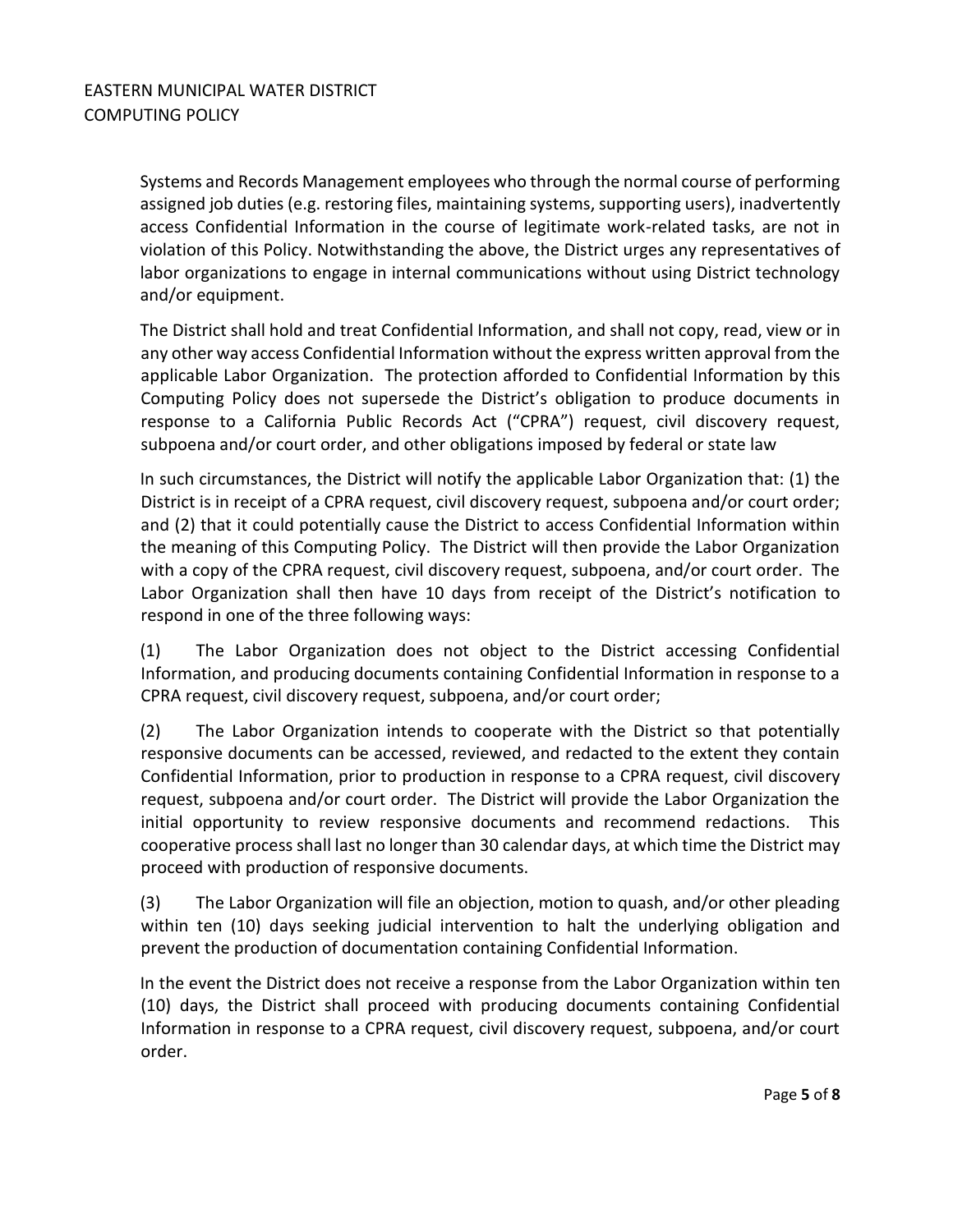Systems and Records Management employees who through the normal course of performing assigned job duties (e.g. restoring files, maintaining systems, supporting users), inadvertently access Confidential Information in the course of legitimate work-related tasks, are not in violation of this Policy. Notwithstanding the above, the District urges any representatives of labor organizations to engage in internal communications without using District technology and/or equipment.

The District shall hold and treat Confidential Information, and shall not copy, read, view or in any other way access Confidential Information without the express written approval from the applicable Labor Organization. The protection afforded to Confidential Information by this Computing Policy does not supersede the District's obligation to produce documents in response to a California Public Records Act ("CPRA") request, civil discovery request, subpoena and/or court order, and other obligations imposed by federal or state law

In such circumstances, the District will notify the applicable Labor Organization that: (1) the District is in receipt of a CPRA request, civil discovery request, subpoena and/or court order; and (2) that it could potentially cause the District to access Confidential Information within the meaning of this Computing Policy. The District will then provide the Labor Organization with a copy of the CPRA request, civil discovery request, subpoena, and/or court order. The Labor Organization shall then have 10 days from receipt of the District's notification to respond in one of the three following ways:

(1) The Labor Organization does not object to the District accessing Confidential Information, and producing documents containing Confidential Information in response to a CPRA request, civil discovery request, subpoena, and/or court order;

(2) The Labor Organization intends to cooperate with the District so that potentially responsive documents can be accessed, reviewed, and redacted to the extent they contain Confidential Information, prior to production in response to a CPRA request, civil discovery request, subpoena and/or court order. The District will provide the Labor Organization the initial opportunity to review responsive documents and recommend redactions. This cooperative process shall last no longer than 30 calendar days, at which time the District may proceed with production of responsive documents.

(3) The Labor Organization will file an objection, motion to quash, and/or other pleading within ten (10) days seeking judicial intervention to halt the underlying obligation and prevent the production of documentation containing Confidential Information.

In the event the District does not receive a response from the Labor Organization within ten (10) days, the District shall proceed with producing documents containing Confidential Information in response to a CPRA request, civil discovery request, subpoena, and/or court order.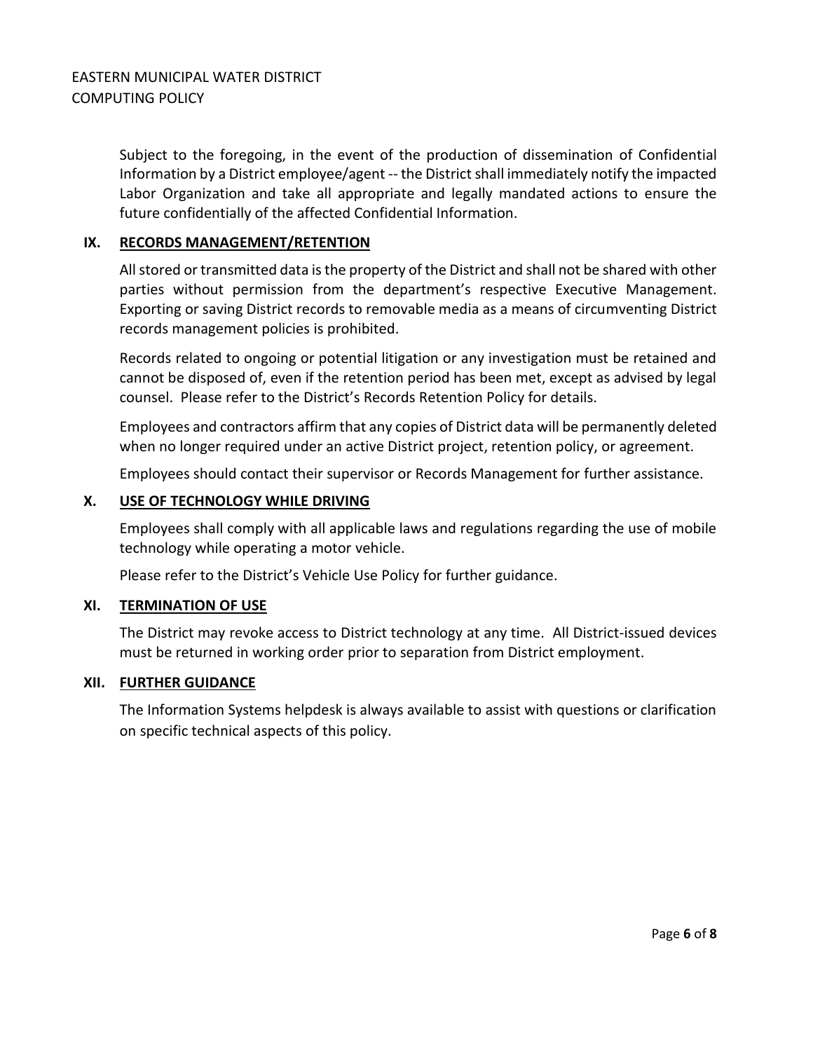Subject to the foregoing, in the event of the production of dissemination of Confidential Information by a District employee/agent -- the District shall immediately notify the impacted Labor Organization and take all appropriate and legally mandated actions to ensure the future confidentially of the affected Confidential Information.

## IX. RECORDS MANAGEMENT/RETENTION

All stored or transmitted data is the property of the District and shall not be shared with other parties without permission from the department's respective Executive Management. Exporting or saving District records to removable media as a means of circumventing District records management policies is prohibited.

Records related to ongoing or potential litigation or any investigation must be retained and cannot be disposed of, even if the retention period has been met, except as advised by legal counsel. Please refer to the District's Records Retention Policy for details.

Employees and contractors affirm that any copies of District data will be permanently deleted when no longer required under an active District project, retention policy, or agreement.

Employees should contact their supervisor or Records Management for further assistance.

## X. USE OF TECHNOLOGY WHILE DRIVING

Employees shall comply with all applicable laws and regulations regarding the use of mobile technology while operating a motor vehicle.

Please refer to the District's Vehicle Use Policy for further guidance.

## XI. TERMINATION OF USE

The District may revoke access to District technology at any time. All District-issued devices must be returned in working order prior to separation from District employment.

## XII. FURTHER GUIDANCE

The Information Systems helpdesk is always available to assist with questions or clarification on specific technical aspects of this policy.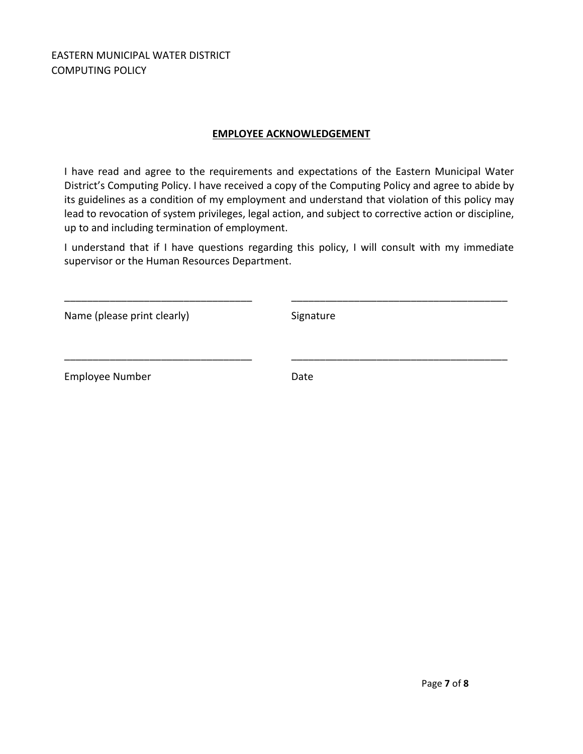EASTERN MUNICIPAL WATER DISTRICT
COMPUTING POLICY

## EMPLOYEE ACKNOWLEDGEMENT

I have read and agree to the requirements and expectations of the Eastern Municipal Water District's Computing Policy. I have received a copy of the Computing Policy and agree to abide by its guidelines as a condition of my employment and understand that violation of this policy may lead to revocation of system privileges, legal action, and subject to corrective action or discipline, up to and including termination of employment.

I understand that if I have questions regarding this policy, I will consult with my immediate supervisor or the Human Resources Department.

_________________________________ _____________________________________

Name (please print clearly) Signature

_________________________________ _____________________________________

Employee Number Date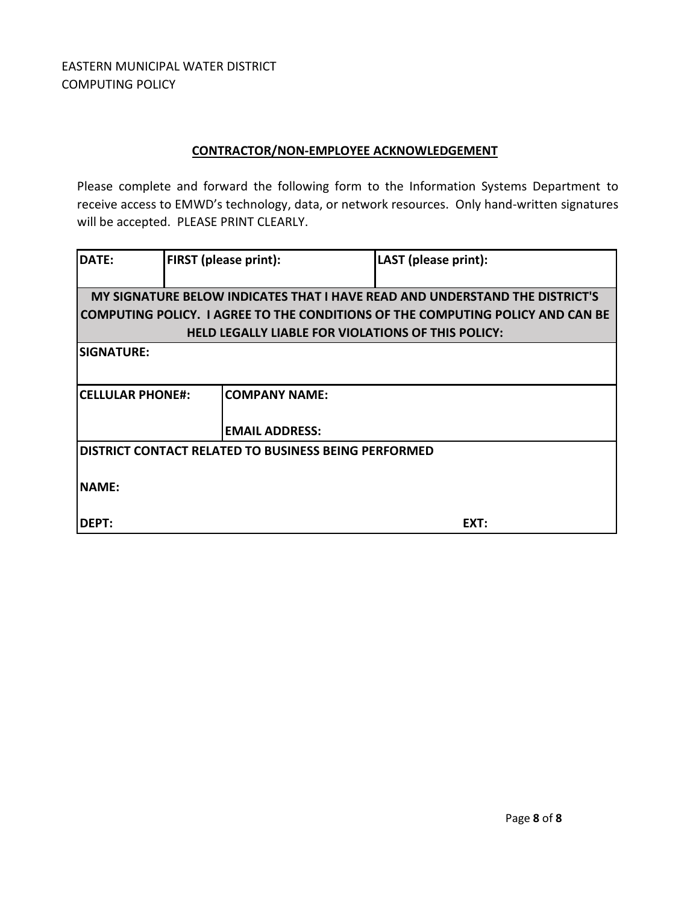EASTERN MUNICIPAL WATER DISTRICT
COMPUTING POLICY

**CONTRACTOR/NON-EMPLOYEE ACKNOWLEDGEMENT**

Please complete and forward the following form to the Information Systems Department to receive access to EMWD's technology, data, or network resources. Only hand-written signatures will be accepted. PLEASE PRINT CLEARLY.

| | | | |
|---|---|---|---|
| **DATE:** | **FIRST (please print):** | | **LAST (please print):** |
| **MY SIGNATURE BELOW INDICATES THAT I HAVE READ AND UNDERSTAND THE DISTRICT'S COMPUTING POLICY. I AGREE TO THE CONDITIONS OF THE COMPUTING POLICY AND CAN BE HELD LEGALLY LIABLE FOR VIOLATIONS OF THIS POLICY:** | | | |
| **SIGNATURE:** | | | |
| **CELLULAR PHONE#:** | | **COMPANY NAME:**<br><br>**EMAIL ADDRESS:** | |
| **DISTRICT CONTACT RELATED TO BUSINESS BEING PERFORMED**<br><br>**NAME:**<br><br>**DEPT:** | | | **EXT:** |